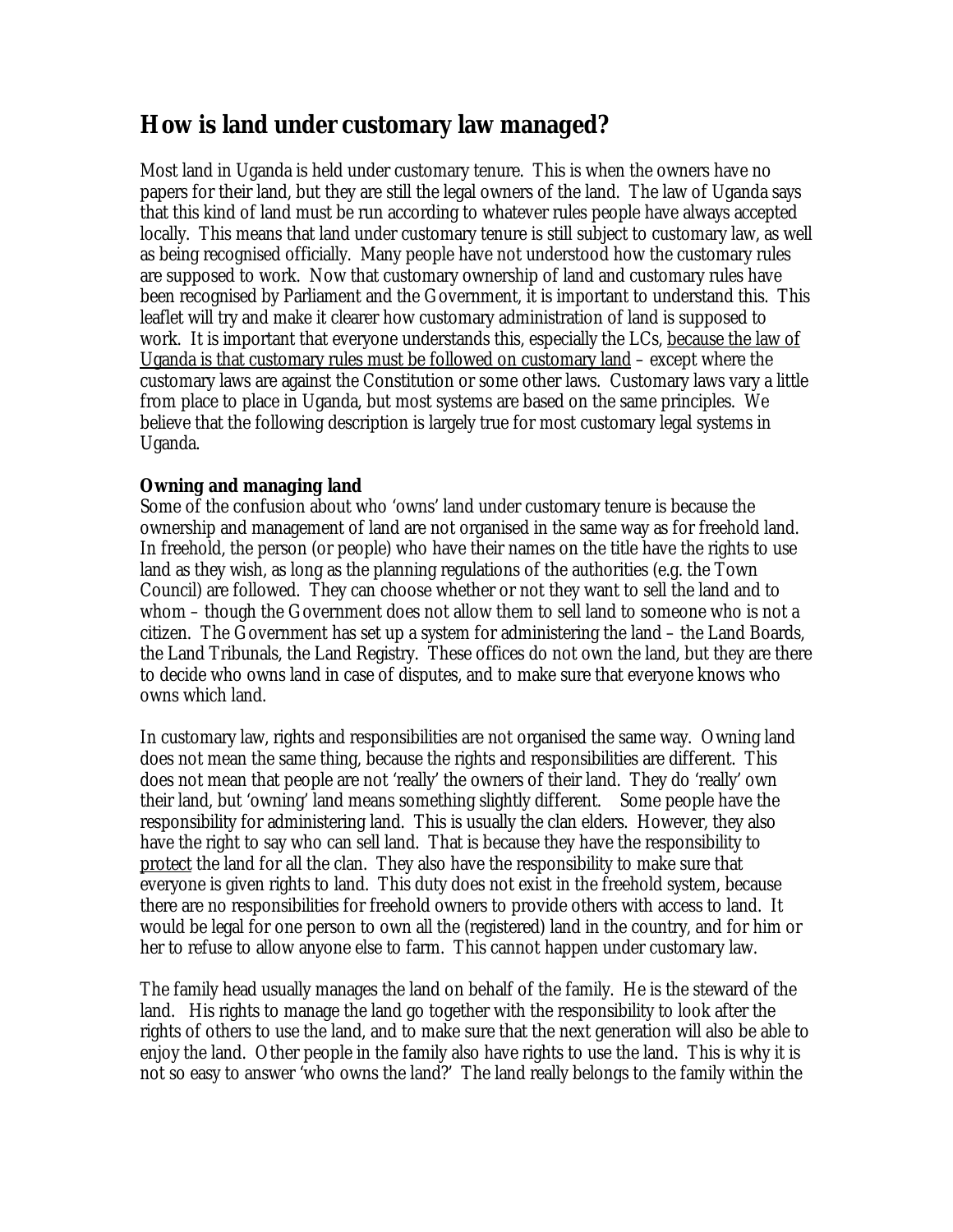## How is land under customary law managed?

Most land in Uganda is held under customary tenure. This is when the owners have no papers for their land, but they are still the legal owners of the land. The law of Uganda says that this kind of land must be run according to whatever rules people have always accepted locally. This means that land under customary tenure is still subject to customary law, as well as being recognised officially. Many people have not understood how the customary rules are supposed to work. Now that customary ownership of land and customary rules have been recognised by Parliament and the Government, it is important to understand this. This leaflet will try and make it clearer how customary administration of land is supposed to work. It is important that everyone understands this, especially the LCs, <u>because the law of Uganda is that customary rules must be followed on customary land</u> – except where the customary laws are against the Constitution or some other laws. Customary laws vary a little from place to place in Uganda, but most systems are based on the same principles. We believe that the following description is largely true for most customary legal systems in Uganda.

**Owning and managing land**

Some of the confusion about who 'owns' land under customary tenure is because the ownership and management of land are not organised in the same way as for freehold land. In freehold, the person (or people) who have their names on the title have the rights to use land as they wish, as long as the planning regulations of the authorities (e.g. the Town Council) are followed. They can choose whether or not they want to sell the land and to whom – though the Government does not allow them to sell land to someone who is not a citizen. The Government has set up a system for administering the land – the Land Boards, the Land Tribunals, the Land Registry. These offices do not own the land, but they are there to decide who owns land in case of disputes, and to make sure that everyone knows who owns which land.

In customary law, rights and responsibilities are not organised the same way. Owning land does not mean the same thing, because the rights and responsibilities are different. This does not mean that people are not 'really' the owners of their land. They do 'really' own their land, but 'owning' land means something slightly different. Some people have the responsibility for administering land. This is usually the clan elders. However, they also have the right to say who can sell land. That is because they have the responsibility to <u>protect</u> the land for all the clan. They also have the responsibility to make sure that everyone is given rights to land. This duty does not exist in the freehold system, because there are no responsibilities for freehold owners to provide others with access to land. It would be legal for one person to own all the (registered) land in the country, and for him or her to refuse to allow anyone else to farm. This cannot happen under customary law.

The family head usually manages the land on behalf of the family. He is the steward of the land. His rights to manage the land go together with the responsibility to look after the rights of others to use the land, and to make sure that the next generation will also be able to enjoy the land. Other people in the family also have rights to use the land. This is why it is not so easy to answer 'who owns the land?' The land really belongs to the family within the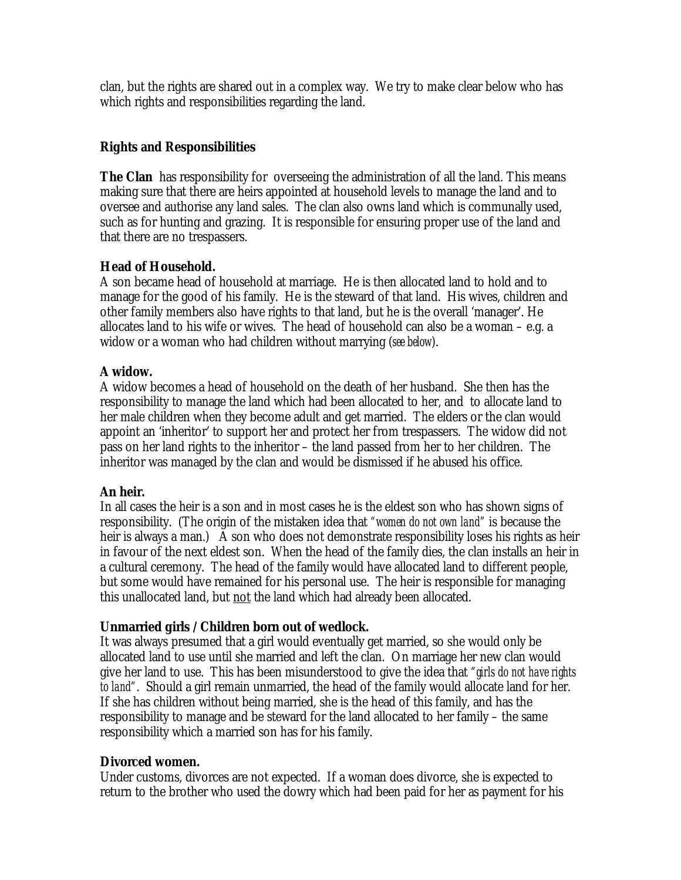clan, but the rights are shared out in a complex way. We try to make clear below who has which rights and responsibilities regarding the land.

### Rights and Responsibilities

**The Clan** has responsibility for overseeing the administration of all the land. This means making sure that there are heirs appointed at household levels to manage the land and to oversee and authorise any land sales. The clan also owns land which is communally used, such as for hunting and grazing. It is responsible for ensuring proper use of the land and that there are no trespassers.

**Head of Household.**
A son became head of household at marriage. He is then allocated land to hold and to manage for the good of his family. He is the steward of that land. His wives, children and other family members also have rights to that land, but he is the overall 'manager'. He allocates land to his wife or wives. The head of household can also be a woman – e.g. a widow or a woman who had children without marrying (*see below*).

**A widow.**
A widow becomes a head of household on the death of her husband. She then has the responsibility to manage the land which had been allocated to her, and to allocate land to her male children when they become adult and get married. The elders or the clan would appoint an 'inheritor' to support her and protect her from trespassers. The widow did not pass on her land rights to the inheritor – the land passed from her to her children. The inheritor was managed by the clan and would be dismissed if he abused his office.

**An heir.**
In all cases the heir is a son and in most cases he is the eldest son who has shown signs of responsibility. (The origin of the mistaken idea that *"women do not own land"* is because the heir is always a man.) A son who does not demonstrate responsibility loses his rights as heir in favour of the next eldest son. When the head of the family dies, the clan installs an heir in a cultural ceremony. The head of the family would have allocated land to different people, but some would have remained for his personal use. The heir is responsible for managing this unallocated land, but not the land which had already been allocated.

**Unmarried girls / Children born out of wedlock.**
It was always presumed that a girl would eventually get married, so she would only be allocated land to use until she married and left the clan. On marriage her new clan would give her land to use. This has been misunderstood to give the idea that *"girls do not have rights to land"*. Should a girl remain unmarried, the head of the family would allocate land for her. If she has children without being married, she is the head of this family, and has the responsibility to manage and be steward for the land allocated to her family – the same responsibility which a married son has for his family.

**Divorced women.**
Under customs, divorces are not expected. If a woman does divorce, she is expected to return to the brother who used the dowry which had been paid for her as payment for his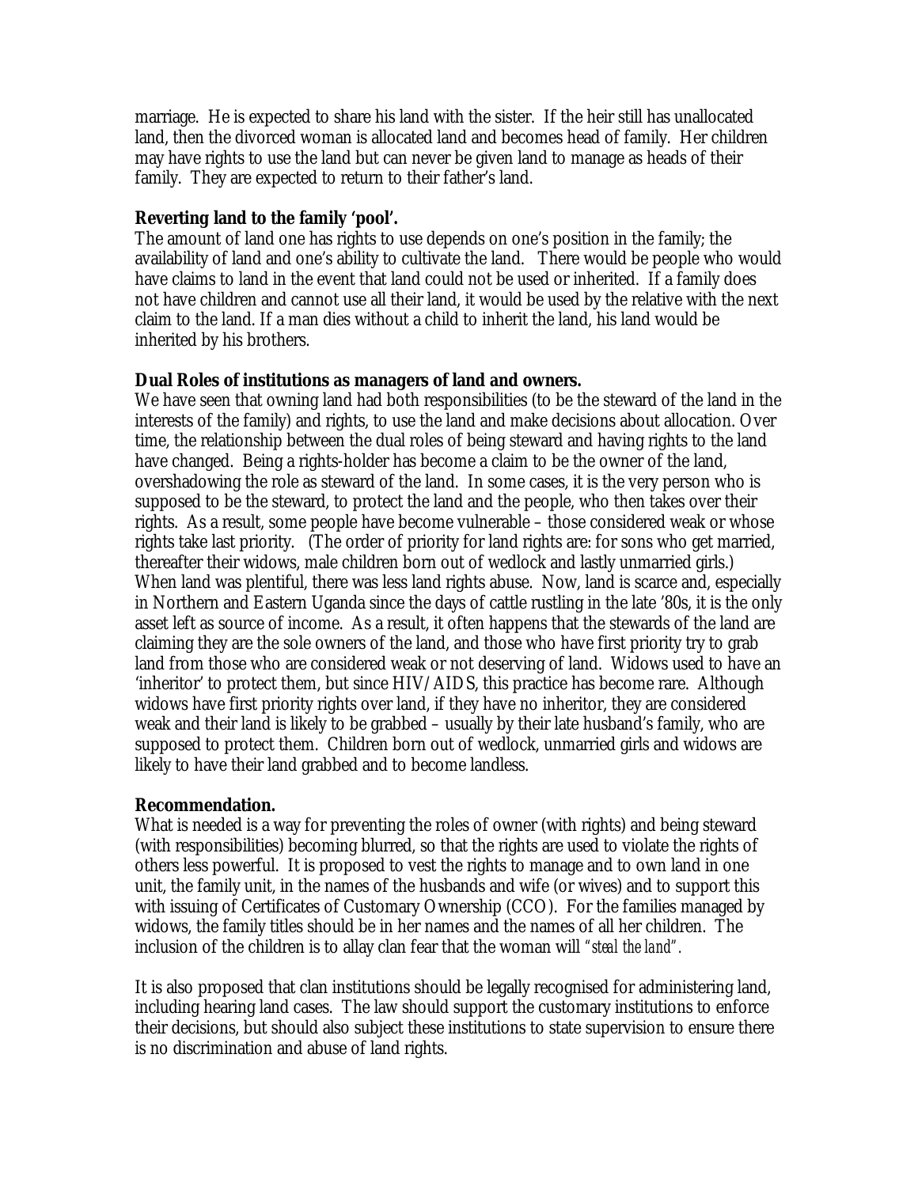marriage. He is expected to share his land with the sister. If the heir still has unallocated land, then the divorced woman is allocated land and becomes head of family. Her children may have rights to use the land but can never be given land to manage as heads of their family. They are expected to return to their father's land.

**Reverting land to the family 'pool'.**

The amount of land one has rights to use depends on one's position in the family; the availability of land and one's ability to cultivate the land. There would be people who would have claims to land in the event that land could not be used or inherited. If a family does not have children and cannot use all their land, it would be used by the relative with the next claim to the land. If a man dies without a child to inherit the land, his land would be inherited by his brothers.

**Dual Roles of institutions as managers of land and owners.**

We have seen that owning land had both responsibilities (to be the steward of the land in the interests of the family) and rights, to use the land and make decisions about allocation. Over time, the relationship between the dual roles of being steward and having rights to the land have changed. Being a rights-holder has become a claim to be the owner of the land, overshadowing the role as steward of the land. In some cases, it is the very person who is supposed to be the steward, to protect the land and the people, who then takes over their rights. As a result, some people have become vulnerable – those considered weak or whose rights take last priority. (The order of priority for land rights are: for sons who get married, thereafter their widows, male children born out of wedlock and lastly unmarried girls.) When land was plentiful, there was less land rights abuse. Now, land is scarce and, especially in Northern and Eastern Uganda since the days of cattle rustling in the late '80s, it is the only asset left as source of income. As a result, it often happens that the stewards of the land are claiming they are the sole owners of the land, and those who have first priority try to grab land from those who are considered weak or not deserving of land. Widows used to have an 'inheritor' to protect them, but since HIV/AIDS, this practice has become rare. Although widows have first priority rights over land, if they have no inheritor, they are considered weak and their land is likely to be grabbed – usually by their late husband's family, who are supposed to protect them. Children born out of wedlock, unmarried girls and widows are likely to have their land grabbed and to become landless.

**Recommendation.**

What is needed is a way for preventing the roles of owner (with rights) and being steward (with responsibilities) becoming blurred, so that the rights are used to violate the rights of others less powerful. It is proposed to vest the rights to manage and to own land in one unit, the family unit, in the names of the husbands and wife (or wives) and to support this with issuing of Certificates of Customary Ownership (CCO). For the families managed by widows, the family titles should be in her names and the names of all her children. The inclusion of the children is to allay clan fear that the woman will *"steal the land"*.

It is also proposed that clan institutions should be legally recognised for administering land, including hearing land cases. The law should support the customary institutions to enforce their decisions, but should also subject these institutions to state supervision to ensure there is no discrimination and abuse of land rights.